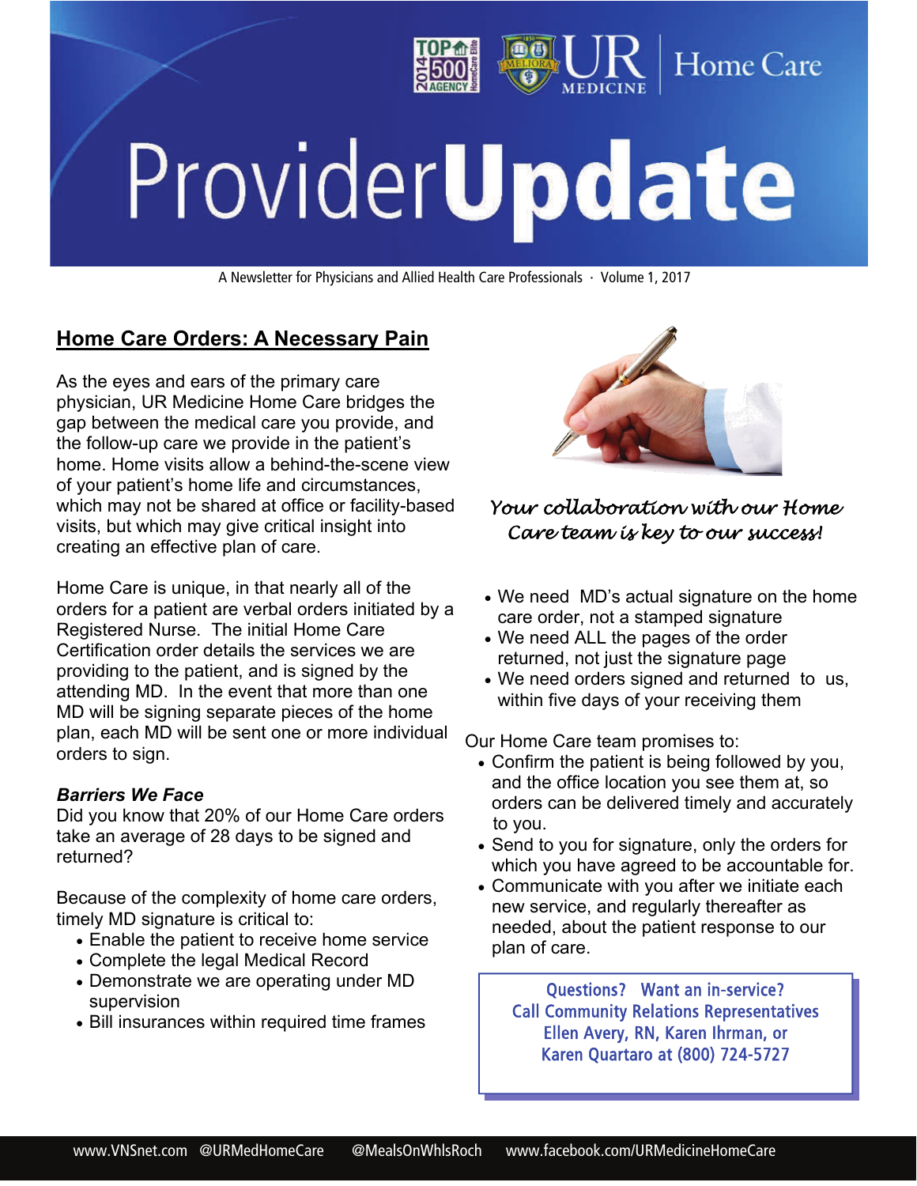# ProviderUpdate

A Newsletter for Physicians and Allied Health Care Professionals · Volume 1, 2017

## Home Care Orders: A Necessary Pain

As the eyes and ears of the primary care physician, UR Medicine Home Care bridges the gap between the medical care you provide, and the follow-up care we provide in the patient's home. Home visits allow a behind-the-scene view of your patient's home life and circumstances, which may not be shared at office or facility-based visits, but which may give critical insight into creating an effective plan of care.

Home Care is unique, in that nearly all of the orders for a patient are verbal orders initiated by a Registered Nurse. The initial Home Care Certification order details the services we are providing to the patient, and is signed by the attending MD. In the event that more than one MD will be signing separate pieces of the home plan, each MD will be sent one or more individual orders to sign.

***Barriers We Face***

Did you know that 20% of our Home Care orders take an average of 28 days to be signed and returned?

Because of the complexity of home care orders, timely MD signature is critical to:

- Enable the patient to receive home service
- Complete the legal Medical Record
- Demonstrate we are operating under MD supervision
- Bill insurances within required time frames

*Your collaboration with our Home Care team is key to our success!*

- We need MD's actual signature on the home care order, not a stamped signature
- We need ALL the pages of the order returned, not just the signature page
- We need orders signed and returned to us, within five days of your receiving them

Our Home Care team promises to:

- Confirm the patient is being followed by you, and the office location you see them at, so orders can be delivered timely and accurately to you.
- Send to you for signature, only the orders for which you have agreed to be accountable for.
- Communicate with you after we initiate each new service, and regularly thereafter as needed, about the patient response to our plan of care.

Questions? Want an in-service?
Call Community Relations Representatives
Ellen Avery, RN, Karen Ihrman, or
Karen Quartaro at (800) 724-5727

www.VNSnet.com @URMedHomeCare @MealsOnWhlsRoch www.facebook.com/URMedicineHomeCare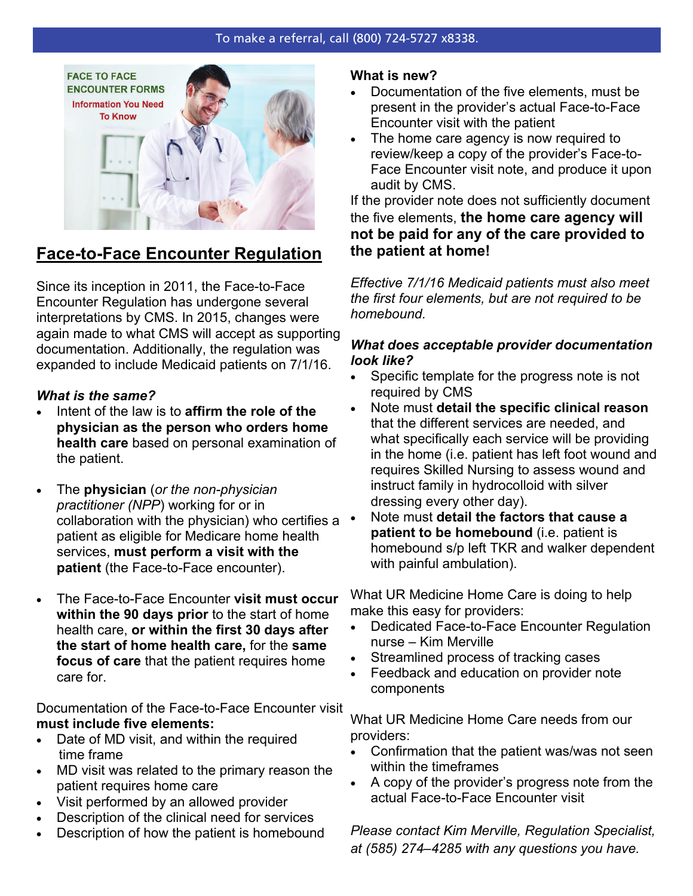To make a referral, call (800) 724-5727 x8338.

FACE TO FACE ENCOUNTER FORMS

Information You Need To Know

## Face-to-Face Encounter Regulation

Since its inception in 2011, the Face-to-Face Encounter Regulation has undergone several interpretations by CMS. In 2015, changes were again made to what CMS will accept as supporting documentation. Additionally, the regulation was expanded to include Medicaid patients on 7/1/16.

***What is the same?***

- Intent of the law is to **affirm the role of the physician as the person who orders home health care** based on personal examination of the patient.

- The **physician** (*or the non-physician practitioner (NPP)* working for or in collaboration with the physician) who certifies a patient as eligible for Medicare home health services, **must perform a visit with the patient** (the Face-to-Face encounter).

- The Face-to-Face Encounter **visit must occur within the 90 days prior** to the start of home health care, **or within the first 30 days after the start of home health care,** for the **same focus of care** that the patient requires home care for.

Documentation of the Face-to-Face Encounter visit **must include five elements:**

- Date of MD visit, and within the required time frame
- MD visit was related to the primary reason the patient requires home care
- Visit performed by an allowed provider
- Description of the clinical need for services
- Description of how the patient is homebound

**What is new?**

- Documentation of the five elements, must be present in the provider's actual Face-to-Face Encounter visit with the patient
- The home care agency is now required to review/keep a copy of the provider's Face-to-Face Encounter visit note, and produce it upon audit by CMS.

If the provider note does not sufficiently document the five elements, **the home care agency will not be paid for any of the care provided to the patient at home!**

*Effective 7/1/16 Medicaid patients must also meet the first four elements, but are not required to be homebound.*

***What does acceptable provider documentation look like?***

- Specific template for the progress note is not required by CMS
- Note must **detail the specific clinical reason** that the different services are needed, and what specifically each service will be providing in the home (i.e. patient has left foot wound and requires Skilled Nursing to assess wound and instruct family in hydrocolloid with silver dressing every other day).
- Note must **detail the factors that cause a patient to be homebound** (i.e. patient is homebound s/p left TKR and walker dependent with painful ambulation).

What UR Medicine Home Care is doing to help make this easy for providers:

- Dedicated Face-to-Face Encounter Regulation nurse – Kim Merville
- Streamlined process of tracking cases
- Feedback and education on provider note components

What UR Medicine Home Care needs from our providers:

- Confirmation that the patient was/was not seen within the timeframes
- A copy of the provider's progress note from the actual Face-to-Face Encounter visit

*Please contact Kim Merville, Regulation Specialist, at (585) 274–4285 with any questions you have.*